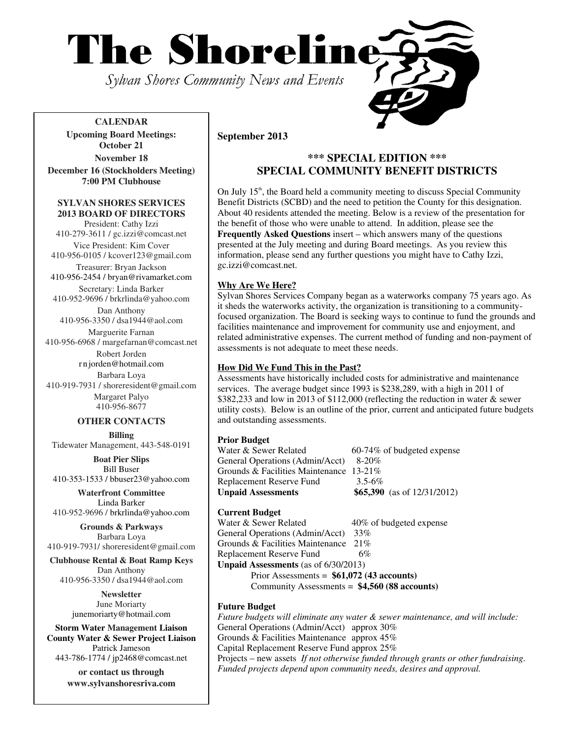# The Shoreline

*Sylvan Shores Community News and Events*

**CALENDAR**

**Upcoming Board Meetings:**
**October 21**
**November 18**
**December 16 (Stockholders Meeting)**
**7:00 PM Clubhouse**

**SYLVAN SHORES SERVICES 2013 BOARD OF DIRECTORS**

President: Cathy Izzi
410-279-3611 / gc.izzi@comcast.net

Vice President: Kim Cover
410-956-0105 / kcover123@gmail.com

Treasurer: Bryan Jackson
410-956-2454 / bryan@rivamarket.com

Secretary: Linda Barker
410-952-9696 / brkrlinda@yahoo.com

Dan Anthony
410-956-3350 / dsa1944@aol.com

Marguerite Farnan
410-956-6968 / margefarnan@comcast.net

Robert Jorden
rnjorden@hotmail.com

Barbara Loya
410-919-7931 / shoreresident@gmail.com

Margaret Palyo
410-956-8677

**OTHER CONTACTS**

**Billing**
Tidewater Management, 443-548-0191

**Boat Pier Slips**
Bill Buser
410-353-1533 / bbuser23@yahoo.com

**Waterfront Committee**
Linda Barker
410-952-9696 / brkrlinda@yahoo.com

**Grounds & Parkways**
Barbara Loya
410-919-7931/ shoreresident@gmail.com

**Clubhouse Rental & Boat Ramp Keys**
Dan Anthony
410-956-3350 / dsa1944@aol.com

**Newsletter**
June Moriarty
junemoriarty@hotmail.com

**Storm Water Management Liaison**
**County Water & Sewer Project Liaison**
Patrick Jameson
443-786-1774 / jp2468@comcast.net

**or contact us through**
**www.sylvanshoresriva.com**

**September 2013**

## *** SPECIAL EDITION ***
## SPECIAL COMMUNITY BENEFIT DISTRICTS

On July 15th, the Board held a community meeting to discuss Special Community Benefit Districts (SCBD) and the need to petition the County for this designation. About 40 residents attended the meeting. Below is a review of the presentation for the benefit of those who were unable to attend. In addition, please see the **Frequently Asked Questions** insert – which answers many of the questions presented at the July meeting and during Board meetings. As you review this information, please send any further questions you might have to Cathy Izzi, gc.izzi@comcast.net.

### Why Are We Here?

Sylvan Shores Services Company began as a waterworks company 75 years ago. As it sheds the waterworks activity, the organization is transitioning to a community-focused organization. The Board is seeking ways to continue to fund the grounds and facilities maintenance and improvement for community use and enjoyment, and related administrative expenses. The current method of funding and non-payment of assessments is not adequate to meet these needs.

### How Did We Fund This in the Past?

Assessments have historically included costs for administrative and maintenance services. The average budget since 1993 is $238,289, with a high in 2011 of $382,233 and low in 2013 of $112,000 (reflecting the reduction in water & sewer utility costs). Below is an outline of the prior, current and anticipated future budgets and outstanding assessments.

**Prior Budget**

| | |
|---|---|
| Water & Sewer Related | 60-74% of budgeted expense |
| General Operations (Admin/Acct) | 8-20% |
| Grounds & Facilities Maintenance | 13-21% |
| Replacement Reserve Fund | 3.5-6% |
| **Unpaid Assessments** | **$65,390** (as of 12/31/2012) |

**Current Budget**

| | |
|---|---|
| Water & Sewer Related | 40% of budgeted expense |
| General Operations (Admin/Acct) | 33% |
| Grounds & Facilities Maintenance | 21% |
| Replacement Reserve Fund | 6% |

**Unpaid Assessments** (as of 6/30/2013)
Prior Assessments = **$61,072 (43 accounts)**
Community Assessments = **$4,560 (88 accounts)**

**Future Budget**

*Future budgets will eliminate any water & sewer maintenance, and will include:*
General Operations (Admin/Acct) approx 30%
Grounds & Facilities Maintenance approx 45%
Capital Replacement Reserve Fund approx 25%
Projects – new assets *If not otherwise funded through grants or other fundraising. Funded projects depend upon community needs, desires and approval.*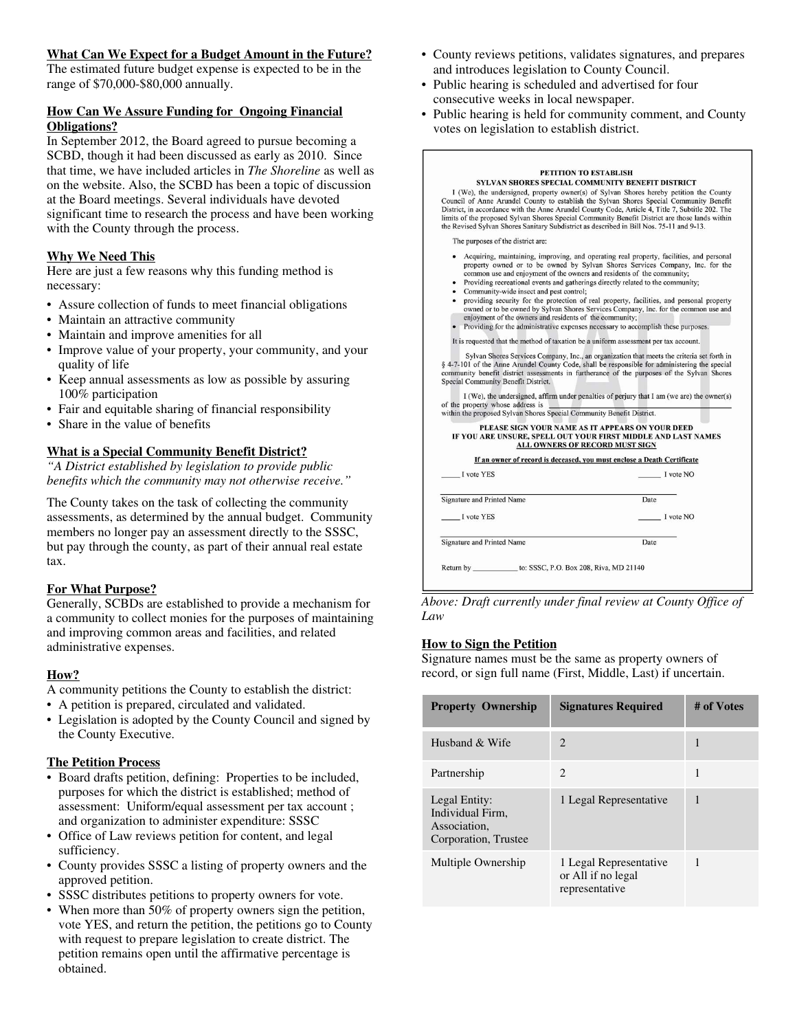### What Can We Expect for a Budget Amount in the Future?

The estimated future budget expense is expected to be in the range of $70,000-$80,000 annually.

### How Can We Assure Funding for Ongoing Financial Obligations?

In September 2012, the Board agreed to pursue becoming a SCBD, though it had been discussed as early as 2010. Since that time, we have included articles in *The Shoreline* as well as on the website. Also, the SCBD has been a topic of discussion at the Board meetings. Several individuals have devoted significant time to research the process and have been working with the County through the process.

### Why We Need This

Here are just a few reasons why this funding method is necessary:

- Assure collection of funds to meet financial obligations
- Maintain an attractive community
- Maintain and improve amenities for all
- Improve value of your property, your community, and your quality of life
- Keep annual assessments as low as possible by assuring 100% participation
- Fair and equitable sharing of financial responsibility
- Share in the value of benefits

### What is a Special Community Benefit District?

*"A District established by legislation to provide public benefits which the community may not otherwise receive."*

The County takes on the task of collecting the community assessments, as determined by the annual budget. Community members no longer pay an assessment directly to the SSSC, but pay through the county, as part of their annual real estate tax.

### For What Purpose?

Generally, SCBDs are established to provide a mechanism for a community to collect monies for the purposes of maintaining and improving common areas and facilities, and related administrative expenses.

### How?

A community petitions the County to establish the district:

- A petition is prepared, circulated and validated.
- Legislation is adopted by the County Council and signed by the County Executive.

### The Petition Process

- Board drafts petition, defining: Properties to be included, purposes for which the district is established; method of assessment: Uniform/equal assessment per tax account ; and organization to administer expenditure: SSSC
- Office of Law reviews petition for content, and legal sufficiency.
- County provides SSSC a listing of property owners and the approved petition.
- SSSC distributes petitions to property owners for vote.
- When more than 50% of property owners sign the petition, vote YES, and return the petition, the petitions go to County with request to prepare legislation to create district. The petition remains open until the affirmative percentage is obtained.
- County reviews petitions, validates signatures, and prepares and introduces legislation to County Council.
- Public hearing is scheduled and advertised for four consecutive weeks in local newspaper.
- Public hearing is held for community comment, and County votes on legislation to establish district.

**PETITION TO ESTABLISH**
**SYLVAN SHORES SPECIAL COMMUNITY BENEFIT DISTRICT**

I (We), the undersigned, property owner(s) of Sylvan Shores hereby petition the County Council of Anne Arundel County to establish the Sylvan Shores Special Community Benefit District, in accordance with the Anne Arundel County Code, Article 4, Title 7, Subtitle 202. The limits of the proposed Sylvan Shores Special Community Benefit District are those lands within the Revised Sylvan Shores Sanitary Subdistrict as described in Bill Nos. 75-11 and 9-13.

The purposes of the district are:

- Acquiring, maintaining, improving, and operating real property, facilities, and personal property owned or to be owned by Sylvan Shores Services Company, Inc. for the common use and enjoyment of the owners and residents of the community;
- Providing recreational events and gatherings directly related to the community;
- Community-wide insect and pest control;
- providing security for the protection of real property, facilities, and personal property owned or to be owned by Sylvan Shores Services Company, Inc. for the common use and enjoyment of the owners and residents of the community;
- Providing for the administrative expenses necessary to accomplish these purposes.

It is requested that the method of taxation be a uniform assessment per tax account.

Sylvan Shores Services Company, Inc., an organization that meets the criteria set forth in § 4-7-101 of the Anne Arundel County Code, shall be responsible for administering the special community benefit district assessments in furtherance of the purposes of the Sylvan Shores Special Community Benefit District.

I (We), the undersigned, affirm under penalties of perjury that I am (we are) the owner(s) of the property whose address is ______________________ within the proposed Sylvan Shores Special Community Benefit District.

**PLEASE SIGN YOUR NAME AS IT APPEARS ON YOUR DEED**
**IF YOU ARE UNSURE, SPELL OUT YOUR FIRST MIDDLE AND LAST NAMES**
**ALL OWNERS OF RECORD MUST SIGN**

**If an owner of record is deceased, you must enclose a Death Certificate**

____ I vote YES ____ I vote NO

______________________________
Signature and Printed Name Date

____ I vote YES ____ I vote NO

______________________________
Signature and Printed Name Date

Return by __________ to: SSSC, P.O. Box 208, Riva, MD 21140

DRAFT

*Above: Draft currently under final review at County Office of Law*

### How to Sign the Petition

Signature names must be the same as property owners of record, or sign full name (First, Middle, Last) if uncertain.

| Property Ownership | Signatures Required | # of Votes |
|---|---|---|
| Husband & Wife | 2 | 1 |
| Partnership | 2 | 1 |
| Legal Entity: Individual Firm, Association, Corporation, Trustee | 1 Legal Representative | 1 |
| Multiple Ownership | 1 Legal Representative or All if no legal representative | 1 |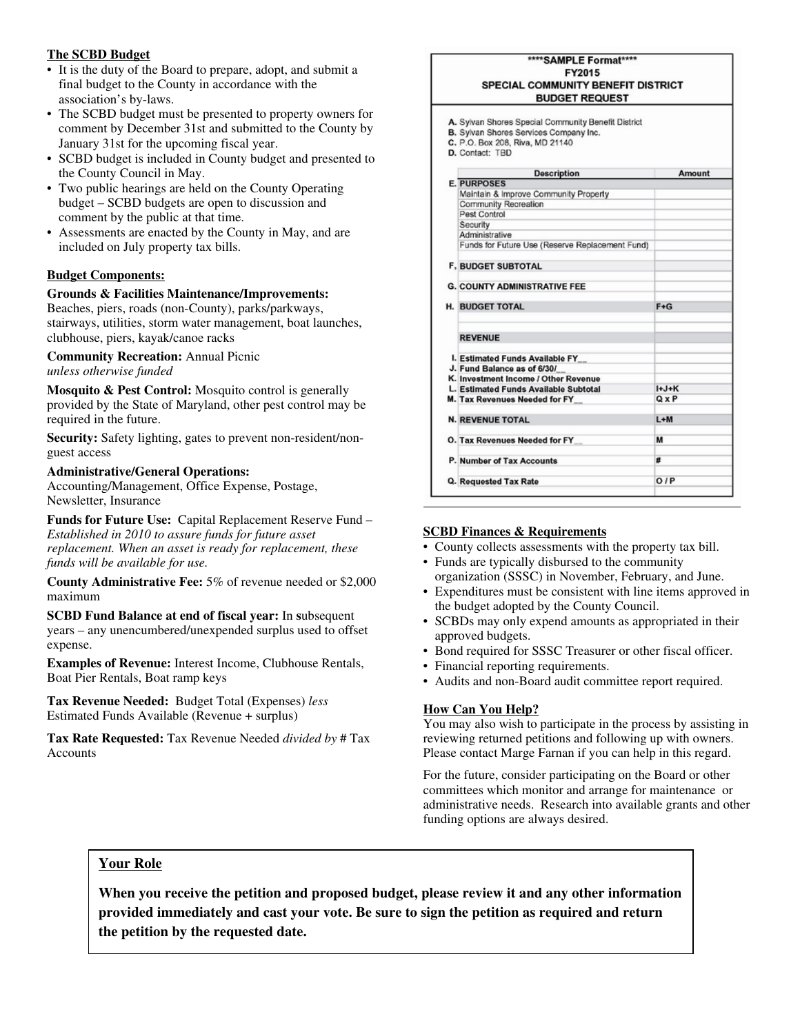## The SCBD Budget

- It is the duty of the Board to prepare, adopt, and submit a final budget to the County in accordance with the association's by-laws.
- The SCBD budget must be presented to property owners for comment by December 31st and submitted to the County by January 31st for the upcoming fiscal year.
- SCBD budget is included in County budget and presented to the County Council in May.
- Two public hearings are held on the County Operating budget – SCBD budgets are open to discussion and comment by the public at that time.
- Assessments are enacted by the County in May, and are included on July property tax bills.

## Budget Components:

**Grounds & Facilities Maintenance/Improvements:** Beaches, piers, roads (non-County), parks/parkways, stairways, utilities, storm water management, boat launches, clubhouse, piers, kayak/canoe racks

**Community Recreation:** Annual Picnic *unless otherwise funded*

**Mosquito & Pest Control:** Mosquito control is generally provided by the State of Maryland, other pest control may be required in the future.

**Security:** Safety lighting, gates to prevent non-resident/non-guest access

**Administrative/General Operations:** Accounting/Management, Office Expense, Postage, Newsletter, Insurance

**Funds for Future Use:** Capital Replacement Reserve Fund – *Established in 2010 to assure funds for future asset replacement. When an asset is ready for replacement, these funds will be available for use.*

**County Administrative Fee:** 5% of revenue needed or $2,000 maximum

**SCBD Fund Balance at end of fiscal year:** In subsequent years – any unencumbered/unexpended surplus used to offset expense.

**Examples of Revenue:** Interest Income, Clubhouse Rentals, Boat Pier Rentals, Boat ramp keys

**Tax Revenue Needed:** Budget Total (Expenses) *less* Estimated Funds Available (Revenue + surplus)

**Tax Rate Requested:** Tax Revenue Needed *divided by* # Tax Accounts

**\*\*\*\*SAMPLE Format\*\*\*\***
**FY2015**
**SPECIAL COMMUNITY BENEFIT DISTRICT**
**BUDGET REQUEST**

A. Sylvan Shores Special Community Benefit District
B. Sylvan Shores Services Company Inc.
C. P.O. Box 208, Riva, MD 21140
D. Contact: TBD

| | Description | Amount |
|---|---|---|
| E. | **PURPOSES** | |
| | Maintain & Improve Community Property | |
| | Community Recreation | |
| | Pest Control | |
| | Security | |
| | Administrative | |
| | Funds for Future Use (Reserve Replacement Fund) | |
| F. | **BUDGET SUBTOTAL** | |
| G. | **COUNTY ADMINISTRATIVE FEE** | |
| H. | **BUDGET TOTAL** | F+G |
| | **REVENUE** | |
| I. | Estimated Funds Available FY__ | |
| J. | Fund Balance as of 6/30/__ | |
| K. | Investment Income / Other Revenue | |
| L. | Estimated Funds Available Subtotal | I+J+K |
| M. | Tax Revenues Needed for FY__ | Q x P |
| N. | **REVENUE TOTAL** | L+M |
| O. | Tax Revenues Needed for FY__ | M |
| P. | Number of Tax Accounts | # |
| Q. | Requested Tax Rate | O / P |

## SCBD Finances & Requirements

- County collects assessments with the property tax bill.
- Funds are typically disbursed to the community organization (SSSC) in November, February, and June.
- Expenditures must be consistent with line items approved in the budget adopted by the County Council.
- SCBDs may only expend amounts as appropriated in their approved budgets.
- Bond required for SSSC Treasurer or other fiscal officer.
- Financial reporting requirements.
- Audits and non-Board audit committee report required.

## How Can You Help?

You may also wish to participate in the process by assisting in reviewing returned petitions and following up with owners. Please contact Marge Farnan if you can help in this regard.

For the future, consider participating on the Board or other committees which monitor and arrange for maintenance or administrative needs. Research into available grants and other funding options are always desired.

## Your Role

**When you receive the petition and proposed budget, please review it and any other information provided immediately and cast your vote. Be sure to sign the petition as required and return the petition by the requested date.**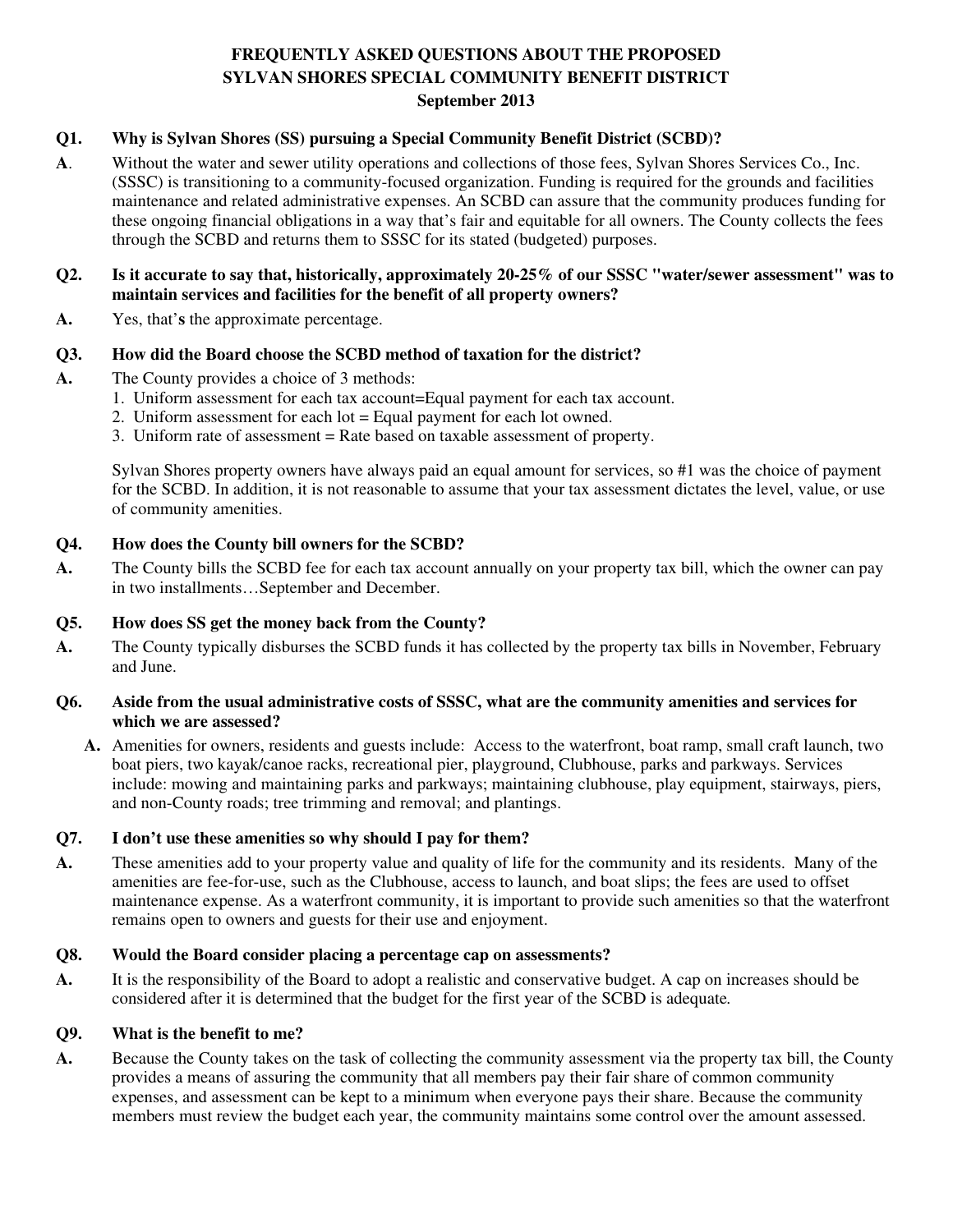# FREQUENTLY ASKED QUESTIONS ABOUT THE PROPOSED SYLVAN SHORES SPECIAL COMMUNITY BENEFIT DISTRICT

**September 2013**

**Q1. Why is Sylvan Shores (SS) pursuing a Special Community Benefit District (SCBD)?**

**A**. Without the water and sewer utility operations and collections of those fees, Sylvan Shores Services Co., Inc. (SSSC) is transitioning to a community-focused organization. Funding is required for the grounds and facilities maintenance and related administrative expenses. An SCBD can assure that the community produces funding for these ongoing financial obligations in a way that's fair and equitable for all owners. The County collects the fees through the SCBD and returns them to SSSC for its stated (budgeted) purposes.

**Q2. Is it accurate to say that, historically, approximately 20-25% of our SSSC "water/sewer assessment" was to maintain services and facilities for the benefit of all property owners?**

**A.** Yes, that's the approximate percentage.

**Q3. How did the Board choose the SCBD method of taxation for the district?**

**A.** The County provides a choice of 3 methods:

1. Uniform assessment for each tax account=Equal payment for each tax account.
2. Uniform assessment for each lot = Equal payment for each lot owned.
3. Uniform rate of assessment = Rate based on taxable assessment of property.

Sylvan Shores property owners have always paid an equal amount for services, so #1 was the choice of payment for the SCBD. In addition, it is not reasonable to assume that your tax assessment dictates the level, value, or use of community amenities.

**Q4. How does the County bill owners for the SCBD?**

**A.** The County bills the SCBD fee for each tax account annually on your property tax bill, which the owner can pay in two installments…September and December.

**Q5. How does SS get the money back from the County?**

**A.** The County typically disburses the SCBD funds it has collected by the property tax bills in November, February and June.

**Q6. Aside from the usual administrative costs of SSSC, what are the community amenities and services for which we are assessed?**

**A.** Amenities for owners, residents and guests include: Access to the waterfront, boat ramp, small craft launch, two boat piers, two kayak/canoe racks, recreational pier, playground, Clubhouse, parks and parkways. Services include: mowing and maintaining parks and parkways; maintaining clubhouse, play equipment, stairways, piers, and non-County roads; tree trimming and removal; and plantings.

**Q7. I don't use these amenities so why should I pay for them?**

**A.** These amenities add to your property value and quality of life for the community and its residents. Many of the amenities are fee-for-use, such as the Clubhouse, access to launch, and boat slips; the fees are used to offset maintenance expense. As a waterfront community, it is important to provide such amenities so that the waterfront remains open to owners and guests for their use and enjoyment.

**Q8. Would the Board consider placing a percentage cap on assessments?**

**A.** It is the responsibility of the Board to adopt a realistic and conservative budget. A cap on increases should be considered after it is determined that the budget for the first year of the SCBD is adequate.

**Q9. What is the benefit to me?**

**A.** Because the County takes on the task of collecting the community assessment via the property tax bill, the County provides a means of assuring the community that all members pay their fair share of common community expenses, and assessment can be kept to a minimum when everyone pays their share. Because the community members must review the budget each year, the community maintains some control over the amount assessed.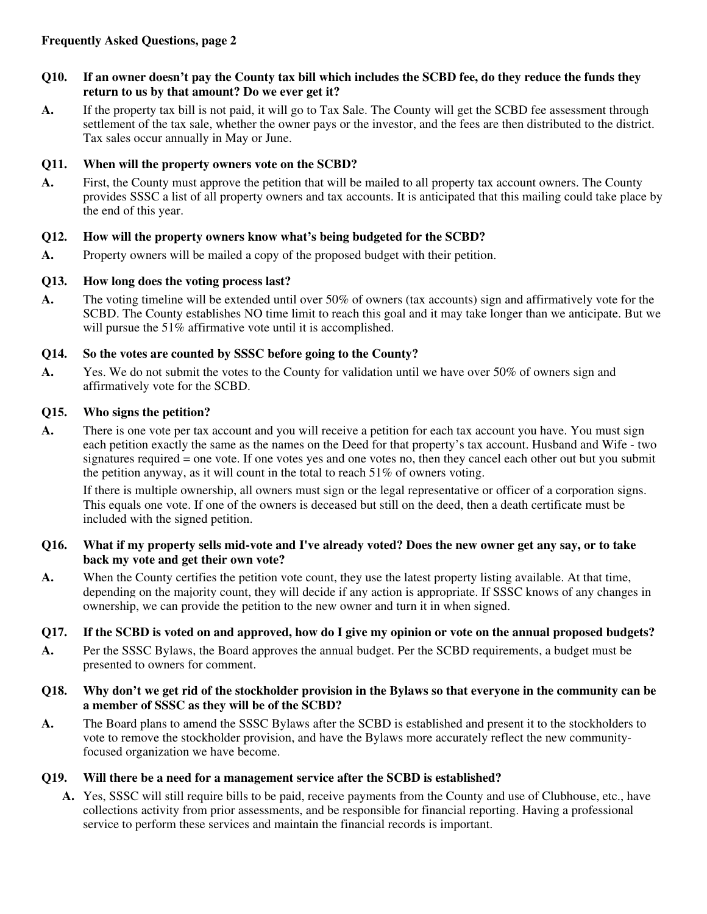**Frequently Asked Questions, page 2**

**Q10. If an owner doesn't pay the County tax bill which includes the SCBD fee, do they reduce the funds they return to us by that amount? Do we ever get it?**

**A.** If the property tax bill is not paid, it will go to Tax Sale. The County will get the SCBD fee assessment through settlement of the tax sale, whether the owner pays or the investor, and the fees are then distributed to the district. Tax sales occur annually in May or June.

**Q11. When will the property owners vote on the SCBD?**

**A.** First, the County must approve the petition that will be mailed to all property tax account owners. The County provides SSSC a list of all property owners and tax accounts. It is anticipated that this mailing could take place by the end of this year.

**Q12. How will the property owners know what's being budgeted for the SCBD?**

**A.** Property owners will be mailed a copy of the proposed budget with their petition.

**Q13. How long does the voting process last?**

**A.** The voting timeline will be extended until over 50% of owners (tax accounts) sign and affirmatively vote for the SCBD. The County establishes NO time limit to reach this goal and it may take longer than we anticipate. But we will pursue the 51% affirmative vote until it is accomplished.

**Q14. So the votes are counted by SSSC before going to the County?**

**A.** Yes. We do not submit the votes to the County for validation until we have over 50% of owners sign and affirmatively vote for the SCBD.

**Q15. Who signs the petition?**

**A.** There is one vote per tax account and you will receive a petition for each tax account you have. You must sign each petition exactly the same as the names on the Deed for that property's tax account. Husband and Wife - two signatures required = one vote. If one votes yes and one votes no, then they cancel each other out but you submit the petition anyway, as it will count in the total to reach 51% of owners voting.

If there is multiple ownership, all owners must sign or the legal representative or officer of a corporation signs. This equals one vote. If one of the owners is deceased but still on the deed, then a death certificate must be included with the signed petition.

**Q16. What if my property sells mid-vote and I've already voted? Does the new owner get any say, or to take back my vote and get their own vote?**

**A.** When the County certifies the petition vote count, they use the latest property listing available. At that time, depending on the majority count, they will decide if any action is appropriate. If SSSC knows of any changes in ownership, we can provide the petition to the new owner and turn it in when signed.

**Q17. If the SCBD is voted on and approved, how do I give my opinion or vote on the annual proposed budgets?**

**A.** Per the SSSC Bylaws, the Board approves the annual budget. Per the SCBD requirements, a budget must be presented to owners for comment.

**Q18. Why don't we get rid of the stockholder provision in the Bylaws so that everyone in the community can be a member of SSSC as they will be of the SCBD?**

**A.** The Board plans to amend the SSSC Bylaws after the SCBD is established and present it to the stockholders to vote to remove the stockholder provision, and have the Bylaws more accurately reflect the new community-focused organization we have become.

**Q19. Will there be a need for a management service after the SCBD is established?**

**A.** Yes, SSSC will still require bills to be paid, receive payments from the County and use of Clubhouse, etc., have collections activity from prior assessments, and be responsible for financial reporting. Having a professional service to perform these services and maintain the financial records is important.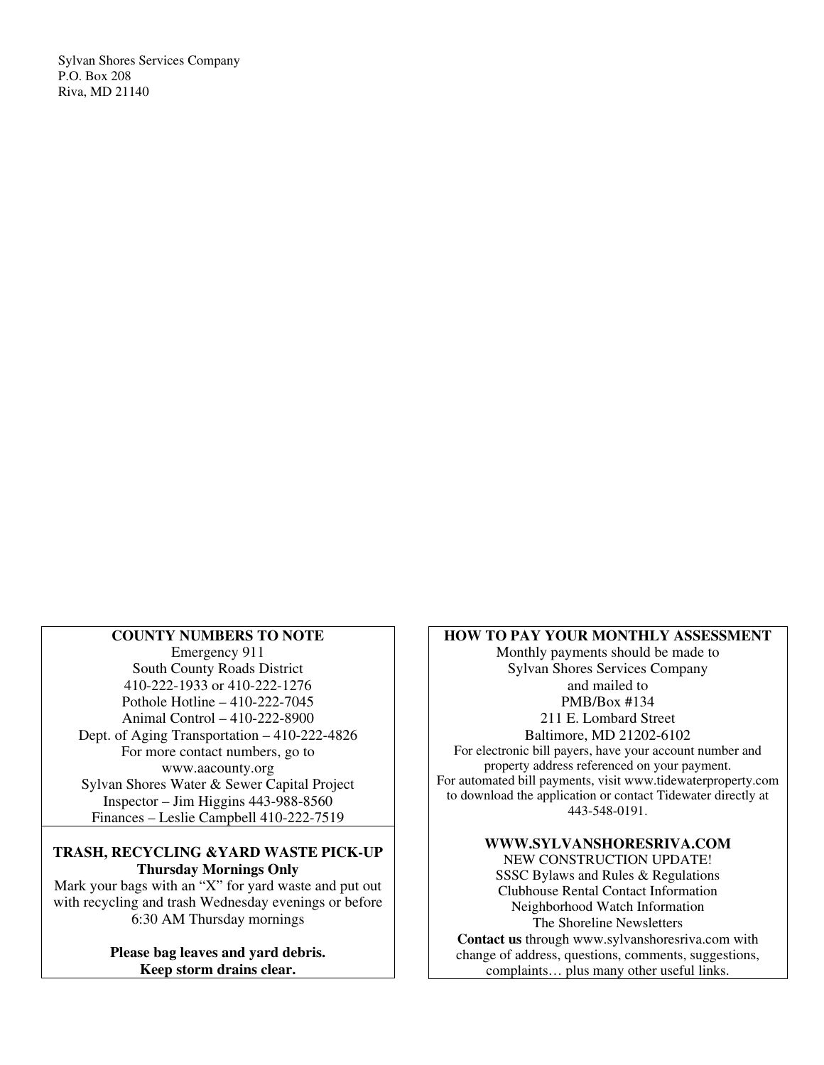Sylvan Shores Services Company
P.O. Box 208
Riva, MD 21140

**COUNTY NUMBERS TO NOTE**

Emergency 911
South County Roads District
410-222-1933 or 410-222-1276
Pothole Hotline – 410-222-7045
Animal Control – 410-222-8900
Dept. of Aging Transportation – 410-222-4826
For more contact numbers, go to
www.aacounty.org
Sylvan Shores Water & Sewer Capital Project
Inspector – Jim Higgins 443-988-8560
Finances – Leslie Campbell 410-222-7519

**TRASH, RECYCLING &YARD WASTE PICK-UP**
**Thursday Mornings Only**

Mark your bags with an "X" for yard waste and put out with recycling and trash Wednesday evenings or before 6:30 AM Thursday mornings

**Please bag leaves and yard debris.**
**Keep storm drains clear.**

**HOW TO PAY YOUR MONTHLY ASSESSMENT**

Monthly payments should be made to
Sylvan Shores Services Company
and mailed to
PMB/Box #134
211 E. Lombard Street
Baltimore, MD 21202-6102

For electronic bill payers, have your account number and property address referenced on your payment.
For automated bill payments, visit www.tidewaterproperty.com to download the application or contact Tidewater directly at 443-548-0191.

**WWW.SYLVANSHORESRIVA.COM**

NEW CONSTRUCTION UPDATE!
SSSC Bylaws and Rules & Regulations
Clubhouse Rental Contact Information
Neighborhood Watch Information
The Shoreline Newsletters

**Contact us** through www.sylvanshoresriva.com with change of address, questions, comments, suggestions, complaints… plus many other useful links.